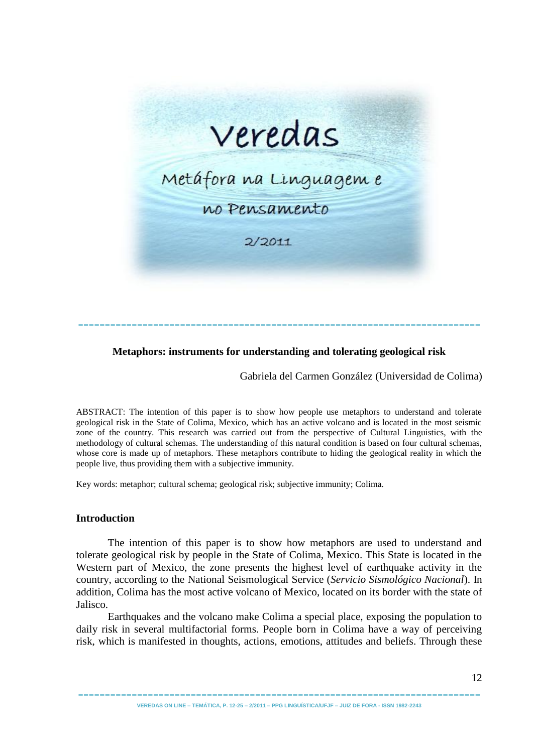Veredas

Metáfora na Linguagem e no Pensamento

2/2011

# Metaphors: instruments for understanding and tolerating geological risk

Gabriela del Carmen González (Universidad de Colima)

ABSTRACT: The intention of this paper is to show how people use metaphors to understand and tolerate geological risk in the State of Colima, Mexico, which has an active volcano and is located in the most seismic zone of the country. This research was carried out from the perspective of Cultural Linguistics, with the methodology of cultural schemas. The understanding of this natural condition is based on four cultural schemas, whose core is made up of metaphors. These metaphors contribute to hiding the geological reality in which the people live, thus providing them with a subjective immunity.

Key words: metaphor; cultural schema; geological risk; subjective immunity; Colima.

## Introduction

The intention of this paper is to show how metaphors are used to understand and tolerate geological risk by people in the State of Colima, Mexico. This State is located in the Western part of Mexico, the zone presents the highest level of earthquake activity in the country, according to the National Seismological Service (*Servicio Sismológico Nacional*). In addition, Colima has the most active volcano of Mexico, located on its border with the state of Jalisco.

Earthquakes and the volcano make Colima a special place, exposing the population to daily risk in several multifactorial forms. People born in Colima have a way of perceiving risk, which is manifested in thoughts, actions, emotions, attitudes and beliefs. Through these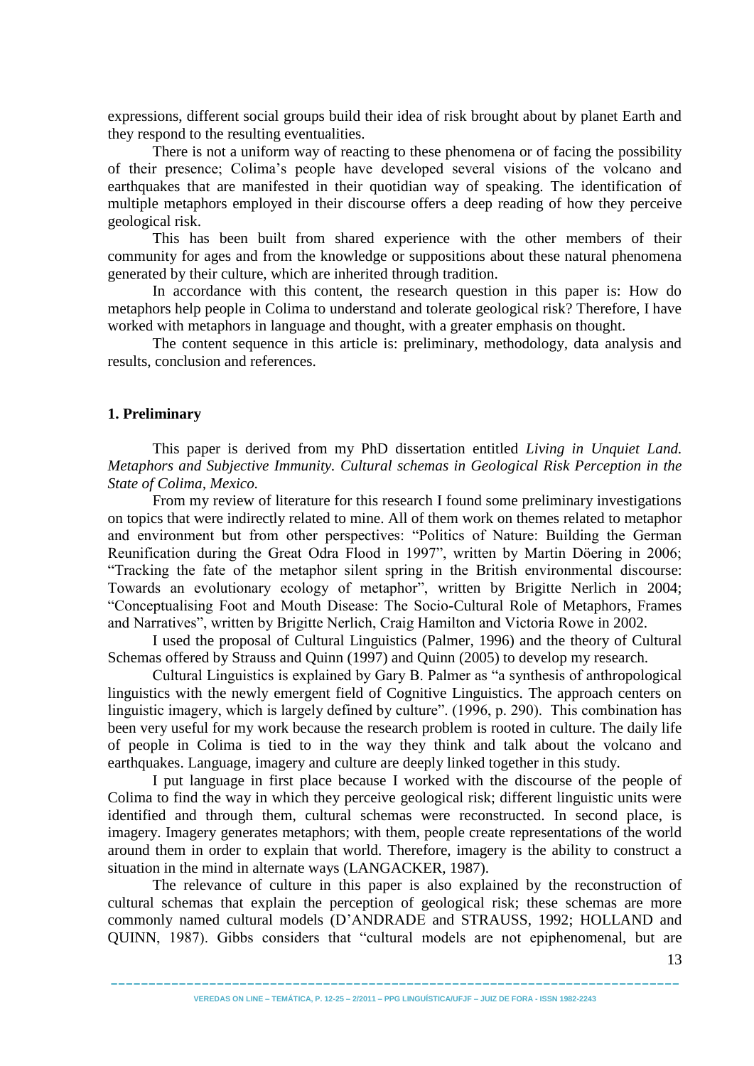expressions, different social groups build their idea of risk brought about by planet Earth and they respond to the resulting eventualities.

There is not a uniform way of reacting to these phenomena or of facing the possibility of their presence; Colima's people have developed several visions of the volcano and earthquakes that are manifested in their quotidian way of speaking. The identification of multiple metaphors employed in their discourse offers a deep reading of how they perceive geological risk.

This has been built from shared experience with the other members of their community for ages and from the knowledge or suppositions about these natural phenomena generated by their culture, which are inherited through tradition.

In accordance with this content, the research question in this paper is: How do metaphors help people in Colima to understand and tolerate geological risk? Therefore, I have worked with metaphors in language and thought, with a greater emphasis on thought.

The content sequence in this article is: preliminary, methodology, data analysis and results, conclusion and references.

## 1. Preliminary

This paper is derived from my PhD dissertation entitled *Living in Unquiet Land. Metaphors and Subjective Immunity. Cultural schemas in Geological Risk Perception in the State of Colima, Mexico.*

From my review of literature for this research I found some preliminary investigations on topics that were indirectly related to mine. All of them work on themes related to metaphor and environment but from other perspectives: "Politics of Nature: Building the German Reunification during the Great Odra Flood in 1997", written by Martin Döering in 2006; "Tracking the fate of the metaphor silent spring in the British environmental discourse: Towards an evolutionary ecology of metaphor", written by Brigitte Nerlich in 2004; "Conceptualising Foot and Mouth Disease: The Socio-Cultural Role of Metaphors, Frames and Narratives", written by Brigitte Nerlich, Craig Hamilton and Victoria Rowe in 2002.

I used the proposal of Cultural Linguistics (Palmer, 1996) and the theory of Cultural Schemas offered by Strauss and Quinn (1997) and Quinn (2005) to develop my research.

Cultural Linguistics is explained by Gary B. Palmer as "a synthesis of anthropological linguistics with the newly emergent field of Cognitive Linguistics. The approach centers on linguistic imagery, which is largely defined by culture". (1996, p. 290). This combination has been very useful for my work because the research problem is rooted in culture. The daily life of people in Colima is tied to in the way they think and talk about the volcano and earthquakes. Language, imagery and culture are deeply linked together in this study.

I put language in first place because I worked with the discourse of the people of Colima to find the way in which they perceive geological risk; different linguistic units were identified and through them, cultural schemas were reconstructed. In second place, is imagery. Imagery generates metaphors; with them, people create representations of the world around them in order to explain that world. Therefore, imagery is the ability to construct a situation in the mind in alternate ways (LANGACKER, 1987).

The relevance of culture in this paper is also explained by the reconstruction of cultural schemas that explain the perception of geological risk; these schemas are more commonly named cultural models (D'ANDRADE and STRAUSS, 1992; HOLLAND and QUINN, 1987). Gibbs considers that "cultural models are not epiphenomenal, but are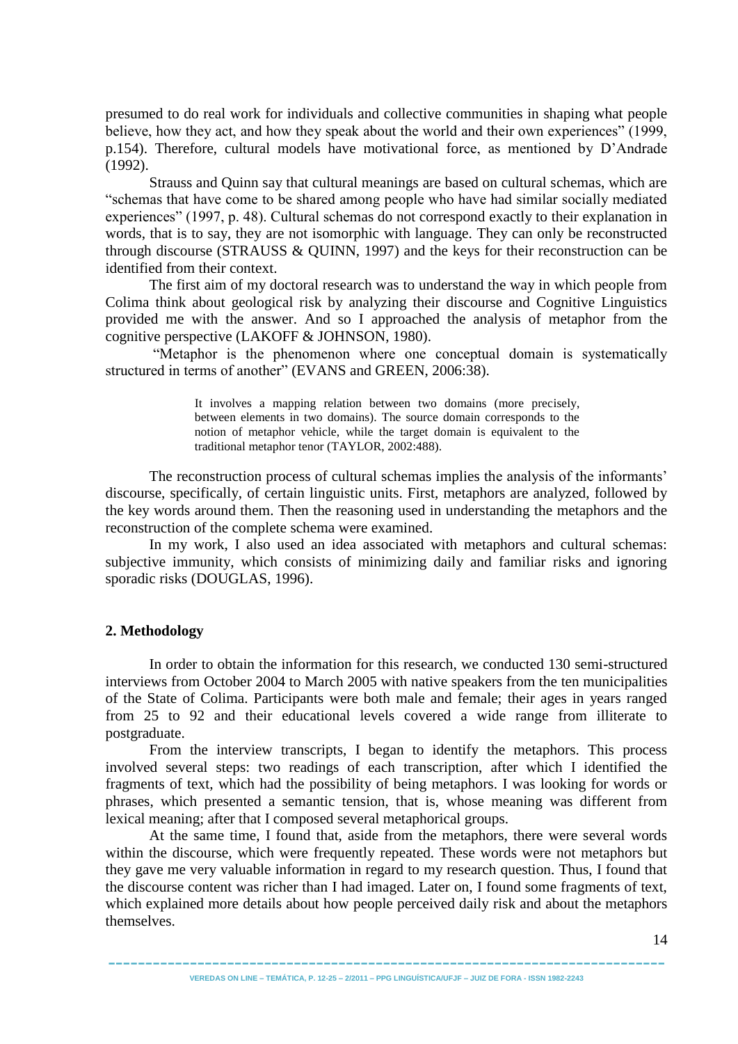presumed to do real work for individuals and collective communities in shaping what people believe, how they act, and how they speak about the world and their own experiences" (1999, p.154). Therefore, cultural models have motivational force, as mentioned by D'Andrade (1992).

Strauss and Quinn say that cultural meanings are based on cultural schemas, which are "schemas that have come to be shared among people who have had similar socially mediated experiences" (1997, p. 48). Cultural schemas do not correspond exactly to their explanation in words, that is to say, they are not isomorphic with language. They can only be reconstructed through discourse (STRAUSS & QUINN, 1997) and the keys for their reconstruction can be identified from their context.

The first aim of my doctoral research was to understand the way in which people from Colima think about geological risk by analyzing their discourse and Cognitive Linguistics provided me with the answer. And so I approached the analysis of metaphor from the cognitive perspective (LAKOFF & JOHNSON, 1980).

"Metaphor is the phenomenon where one conceptual domain is systematically structured in terms of another" (EVANS and GREEN, 2006:38).

> It involves a mapping relation between two domains (more precisely, between elements in two domains). The source domain corresponds to the notion of metaphor vehicle, while the target domain is equivalent to the traditional metaphor tenor (TAYLOR, 2002:488).

The reconstruction process of cultural schemas implies the analysis of the informants' discourse, specifically, of certain linguistic units. First, metaphors are analyzed, followed by the key words around them. Then the reasoning used in understanding the metaphors and the reconstruction of the complete schema were examined.

In my work, I also used an idea associated with metaphors and cultural schemas: subjective immunity, which consists of minimizing daily and familiar risks and ignoring sporadic risks (DOUGLAS, 1996).

## 2. Methodology

In order to obtain the information for this research, we conducted 130 semi-structured interviews from October 2004 to March 2005 with native speakers from the ten municipalities of the State of Colima. Participants were both male and female; their ages in years ranged from 25 to 92 and their educational levels covered a wide range from illiterate to postgraduate.

From the interview transcripts, I began to identify the metaphors. This process involved several steps: two readings of each transcription, after which I identified the fragments of text, which had the possibility of being metaphors. I was looking for words or phrases, which presented a semantic tension, that is, whose meaning was different from lexical meaning; after that I composed several metaphorical groups.

At the same time, I found that, aside from the metaphors, there were several words within the discourse, which were frequently repeated. These words were not metaphors but they gave me very valuable information in regard to my research question. Thus, I found that the discourse content was richer than I had imaged. Later on, I found some fragments of text, which explained more details about how people perceived daily risk and about the metaphors themselves.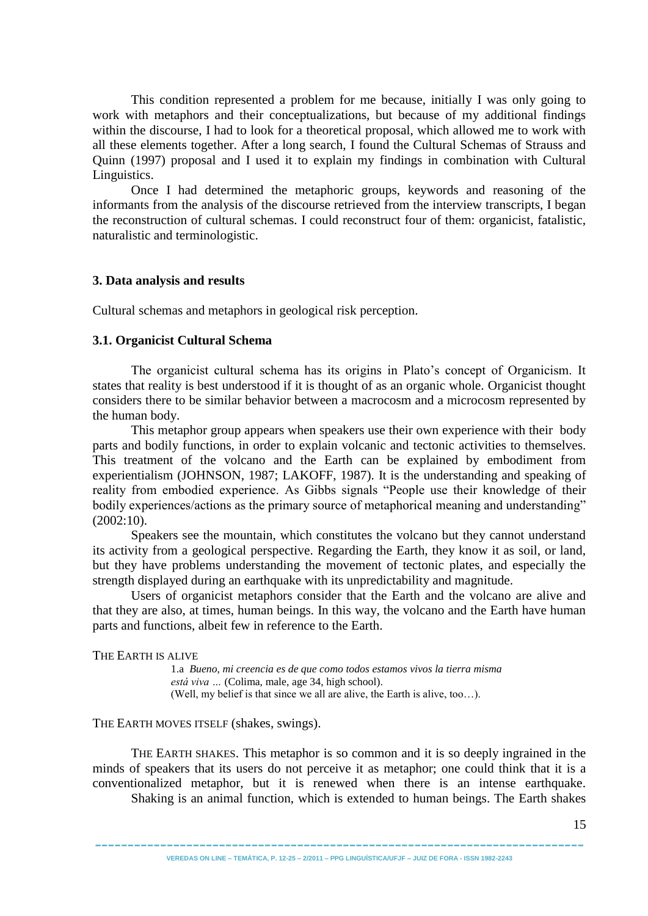This condition represented a problem for me because, initially I was only going to work with metaphors and their conceptualizations, but because of my additional findings within the discourse, I had to look for a theoretical proposal, which allowed me to work with all these elements together. After a long search, I found the Cultural Schemas of Strauss and Quinn (1997) proposal and I used it to explain my findings in combination with Cultural Linguistics.

Once I had determined the metaphoric groups, keywords and reasoning of the informants from the analysis of the discourse retrieved from the interview transcripts, I began the reconstruction of cultural schemas. I could reconstruct four of them: organicist, fatalistic, naturalistic and terminologistic.

### 3. Data analysis and results

Cultural schemas and metaphors in geological risk perception.

#### 3.1. Organicist Cultural Schema

The organicist cultural schema has its origins in Plato's concept of Organicism. It states that reality is best understood if it is thought of as an organic whole. Organicist thought considers there to be similar behavior between a macrocosm and a microcosm represented by the human body.

This metaphor group appears when speakers use their own experience with their body parts and bodily functions, in order to explain volcanic and tectonic activities to themselves. This treatment of the volcano and the Earth can be explained by embodiment from experientialism (JOHNSON, 1987; LAKOFF, 1987). It is the understanding and speaking of reality from embodied experience. As Gibbs signals "People use their knowledge of their bodily experiences/actions as the primary source of metaphorical meaning and understanding" (2002:10).

Speakers see the mountain, which constitutes the volcano but they cannot understand its activity from a geological perspective. Regarding the Earth, they know it as soil, or land, but they have problems understanding the movement of tectonic plates, and especially the strength displayed during an earthquake with its unpredictability and magnitude.

Users of organicist metaphors consider that the Earth and the volcano are alive and that they are also, at times, human beings. In this way, the volcano and the Earth have human parts and functions, albeit few in reference to the Earth.

THE EARTH IS ALIVE

> 1.a *Bueno, mi creencia es de que como todos estamos vivos la tierra misma está viva …* (Colima, male, age 34, high school).
> (Well, my belief is that since we all are alive, the Earth is alive, too…).

THE EARTH MOVES ITSELF (shakes, swings).

THE EARTH SHAKES. This metaphor is so common and it is so deeply ingrained in the minds of speakers that its users do not perceive it as metaphor; one could think that it is a conventionalized metaphor, but it is renewed when there is an intense earthquake.

Shaking is an animal function, which is extended to human beings. The Earth shakes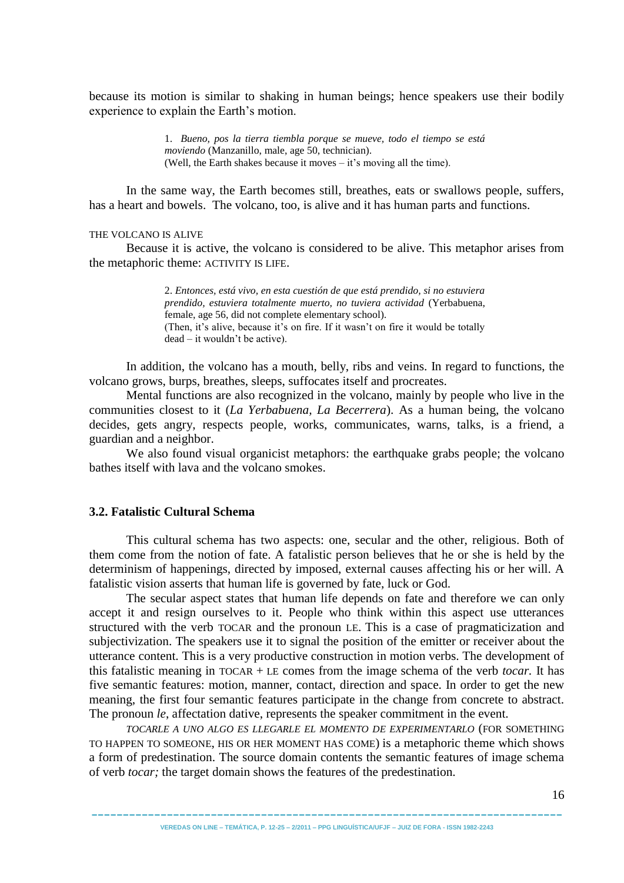because its motion is similar to shaking in human beings; hence speakers use their bodily experience to explain the Earth's motion.

> 1. *Bueno, pos la tierra tiembla porque se mueve, todo el tiempo se está moviendo* (Manzanillo, male, age 50, technician).
> (Well, the Earth shakes because it moves – it's moving all the time).

In the same way, the Earth becomes still, breathes, eats or swallows people, suffers, has a heart and bowels. The volcano, too, is alive and it has human parts and functions.

THE VOLCANO IS ALIVE

Because it is active, the volcano is considered to be alive. This metaphor arises from the metaphoric theme: ACTIVITY IS LIFE.

> 2. *Entonces, está vivo, en esta cuestión de que está prendido, si no estuviera prendido, estuviera totalmente muerto, no tuviera actividad* (Yerbabuena, female, age 56, did not complete elementary school).
> (Then, it's alive, because it's on fire. If it wasn't on fire it would be totally dead – it wouldn't be active).

In addition, the volcano has a mouth, belly, ribs and veins. In regard to functions, the volcano grows, burps, breathes, sleeps, suffocates itself and procreates.

Mental functions are also recognized in the volcano, mainly by people who live in the communities closest to it (*La Yerbabuena, La Becerrera*). As a human being, the volcano decides, gets angry, respects people, works, communicates, warns, talks, is a friend, a guardian and a neighbor.

We also found visual organicist metaphors: the earthquake grabs people; the volcano bathes itself with lava and the volcano smokes.

### 3.2. Fatalistic Cultural Schema

This cultural schema has two aspects: one, secular and the other, religious. Both of them come from the notion of fate. A fatalistic person believes that he or she is held by the determinism of happenings, directed by imposed, external causes affecting his or her will. A fatalistic vision asserts that human life is governed by fate, luck or God.

The secular aspect states that human life depends on fate and therefore we can only accept it and resign ourselves to it. People who think within this aspect use utterances structured with the verb TOCAR and the pronoun LE. This is a case of pragmaticization and subjectivization. The speakers use it to signal the position of the emitter or receiver about the utterance content. This is a very productive construction in motion verbs. The development of this fatalistic meaning in TOCAR + LE comes from the image schema of the verb *tocar.* It has five semantic features: motion, manner, contact, direction and space. In order to get the new meaning, the first four semantic features participate in the change from concrete to abstract. The pronoun *le*, affectation dative, represents the speaker commitment in the event.

*TOCARLE A UNO ALGO ES LLEGARLE EL MOMENTO DE EXPERIMENTARLO* (FOR SOMETHING TO HAPPEN TO SOMEONE, HIS OR HER MOMENT HAS COME) is a metaphoric theme which shows a form of predestination. The source domain contents the semantic features of image schema of verb *tocar;* the target domain shows the features of the predestination.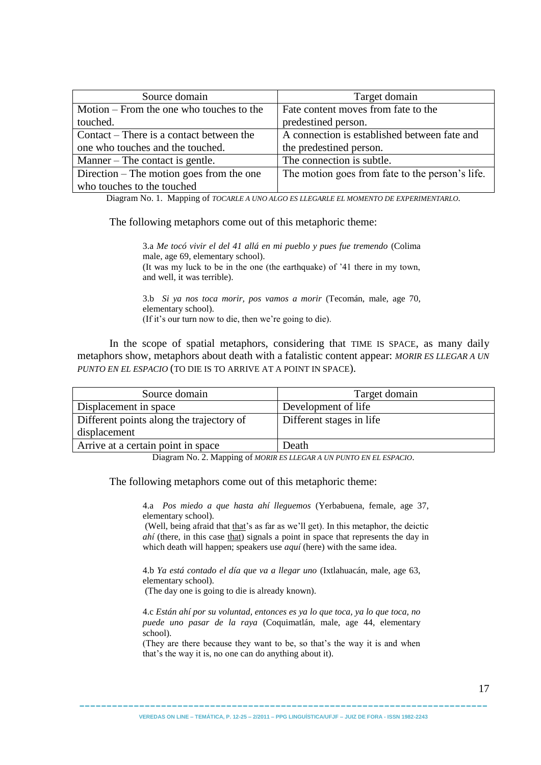| Source domain | Target domain |
|---|---|
| Motion – From the one who touches to the touched. | Fate content moves from fate to the predestined person. |
| Contact – There is a contact between the one who touches and the touched. | A connection is established between fate and the predestined person. |
| Manner – The contact is gentle. | The connection is subtle. |
| Direction – The motion goes from the one who touches to the touched | The motion goes from fate to the person's life. |

Diagram No. 1. Mapping of *TOCARLE A UNO ALGO ES LLEGARLE EL MOMENTO DE EXPERIMENTARLO*.

The following metaphors come out of this metaphoric theme:

> 3.a *Me tocó vivir el del 41 allá en mi pueblo y pues fue tremendo* (Colima male, age 69, elementary school).
> (It was my luck to be in the one (the earthquake) of '41 there in my town, and well, it was terrible).
>
> 3.b *Si ya nos toca morir, pos vamos a morir* (Tecomán, male, age 70, elementary school).
> (If it's our turn now to die, then we're going to die).

In the scope of spatial metaphors, considering that TIME IS SPACE, as many daily metaphors show, metaphors about death with a fatalistic content appear: *MORIR ES LLEGAR A UN PUNTO EN EL ESPACIO* (TO DIE IS TO ARRIVE AT A POINT IN SPACE).

| Source domain | Target domain |
|---|---|
| Displacement in space | Development of life |
| Different points along the trajectory of displacement | Different stages in life |
| Arrive at a certain point in space | Death |

Diagram No. 2. Mapping of *MORIR ES LLEGAR A UN PUNTO EN EL ESPACIO*.

The following metaphors come out of this metaphoric theme:

> 4.a *Pos miedo a que hasta ahí lleguemos* (Yerbabuena, female, age 37, elementary school).
> (Well, being afraid that that's as far as we'll get). In this metaphor, the deictic *ahí* (there, in this case that) signals a point in space that represents the day in which death will happen; speakers use *aquí* (here) with the same idea.
>
> 4.b *Ya está contado el día que va a llegar uno* (Ixtlahuacán, male, age 63, elementary school).
> (The day one is going to die is already known).
>
> 4.c *Están ahí por su voluntad, entonces es ya lo que toca, ya lo que toca, no puede uno pasar de la raya* (Coquimatlán, male, age 44, elementary school).
> (They are there because they want to be, so that's the way it is and when that's the way it is, no one can do anything about it).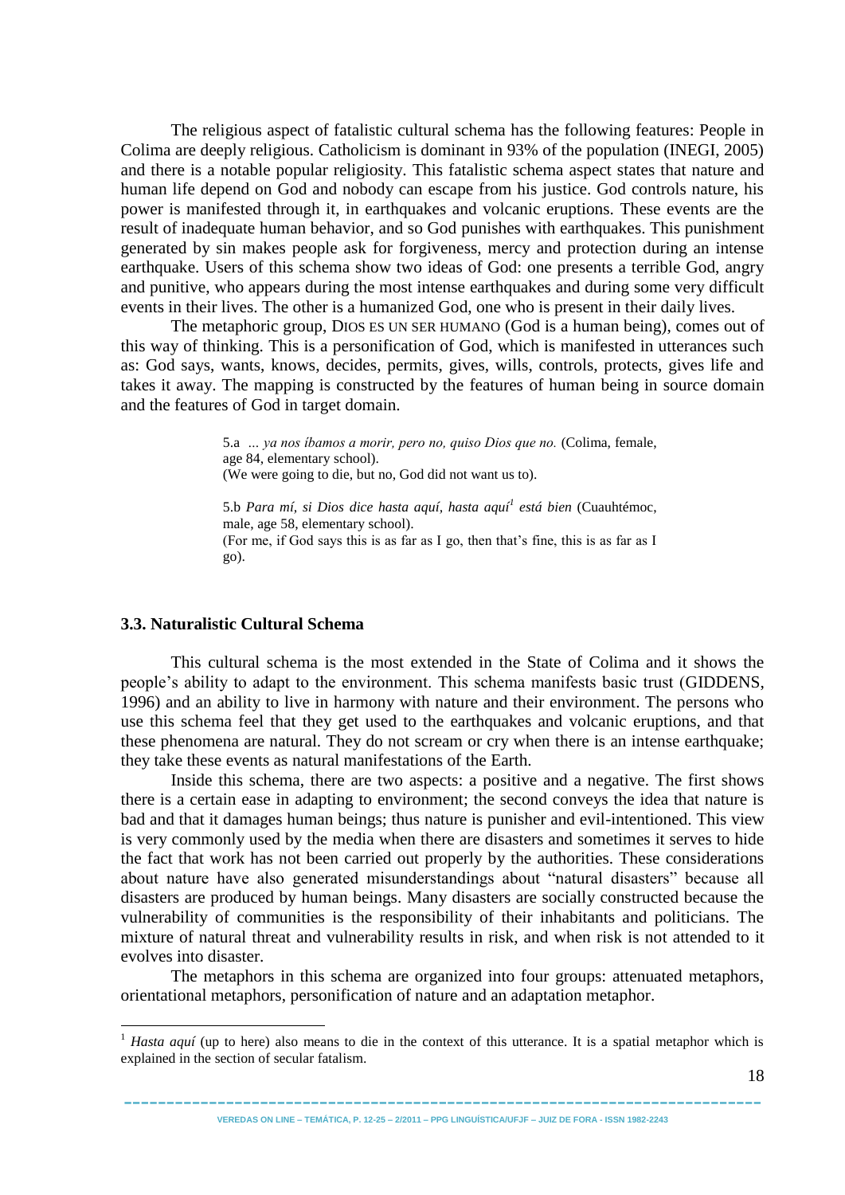The religious aspect of fatalistic cultural schema has the following features: People in Colima are deeply religious. Catholicism is dominant in 93% of the population (INEGI, 2005) and there is a notable popular religiosity. This fatalistic schema aspect states that nature and human life depend on God and nobody can escape from his justice. God controls nature, his power is manifested through it, in earthquakes and volcanic eruptions. These events are the result of inadequate human behavior, and so God punishes with earthquakes. This punishment generated by sin makes people ask for forgiveness, mercy and protection during an intense earthquake. Users of this schema show two ideas of God: one presents a terrible God, angry and punitive, who appears during the most intense earthquakes and during some very difficult events in their lives. The other is a humanized God, one who is present in their daily lives.

The metaphoric group, DIOS ES UN SER HUMANO (God is a human being), comes out of this way of thinking. This is a personification of God, which is manifested in utterances such as: God says, wants, knows, decides, permits, gives, wills, controls, protects, gives life and takes it away. The mapping is constructed by the features of human being in source domain and the features of God in target domain.

> 5.a *... ya nos íbamos a morir, pero no, quiso Dios que no.* (Colima, female, age 84, elementary school).
> (We were going to die, but no, God did not want us to).
>
> 5.b *Para mí, si Dios dice hasta aquí, hasta aquí*[1] *está bien* (Cuauhtémoc, male, age 58, elementary school).
> (For me, if God says this is as far as I go, then that's fine, this is as far as I go).

### 3.3. Naturalistic Cultural Schema

This cultural schema is the most extended in the State of Colima and it shows the people's ability to adapt to the environment. This schema manifests basic trust (GIDDENS, 1996) and an ability to live in harmony with nature and their environment. The persons who use this schema feel that they get used to the earthquakes and volcanic eruptions, and that these phenomena are natural. They do not scream or cry when there is an intense earthquake; they take these events as natural manifestations of the Earth.

Inside this schema, there are two aspects: a positive and a negative. The first shows there is a certain ease in adapting to environment; the second conveys the idea that nature is bad and that it damages human beings; thus nature is punisher and evil-intentioned. This view is very commonly used by the media when there are disasters and sometimes it serves to hide the fact that work has not been carried out properly by the authorities. These considerations about nature have also generated misunderstandings about "natural disasters" because all disasters are produced by human beings. Many disasters are socially constructed because the vulnerability of communities is the responsibility of their inhabitants and politicians. The mixture of natural threat and vulnerability results in risk, and when risk is not attended to it evolves into disaster.

The metaphors in this schema are organized into four groups: attenuated metaphors, orientational metaphors, personification of nature and an adaptation metaphor.

---

[1] *Hasta aquí* (up to here) also means to die in the context of this utterance. It is a spatial metaphor which is explained in the section of secular fatalism.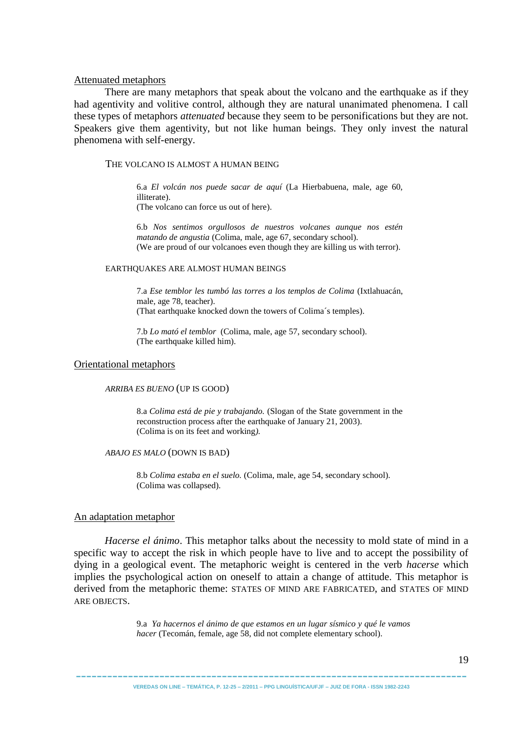<u>Attenuated metaphors</u>

There are many metaphors that speak about the volcano and the earthquake as if they had agentivity and volitive control, although they are natural unanimated phenomena. I call these types of metaphors *attenuated* because they seem to be personifications but they are not. Speakers give them agentivity, but not like human beings. They only invest the natural phenomena with self-energy.

THE VOLCANO IS ALMOST A HUMAN BEING

> 6.a *El volcán nos puede sacar de aquí* (La Hierbabuena, male, age 60, illiterate).
> (The volcano can force us out of here).
>
> 6.b *Nos sentimos orgullosos de nuestros volcanes aunque nos estén matando de angustia* (Colima, male, age 67, secondary school).
> (We are proud of our volcanoes even though they are killing us with terror).

EARTHQUAKES ARE ALMOST HUMAN BEINGS

> 7.a *Ese temblor les tumbó las torres a los templos de Colima* (Ixtlahuacán, male, age 78, teacher).
> (That earthquake knocked down the towers of Colima´s temples).
>
> 7.b *Lo mató el temblor* (Colima, male, age 57, secondary school).
> (The earthquake killed him).

<u>Orientational metaphors</u>

*ARRIBA ES BUENO* (UP IS GOOD)

> 8.a *Colima está de pie y trabajando.* (Slogan of the State government in the reconstruction process after the earthquake of January 21, 2003).
> (Colima is on its feet and working*).*

*ABAJO ES MALO* (DOWN IS BAD)

> 8.b *Colima estaba en el suelo.* (Colima, male, age 54, secondary school).
> (Colima was collapsed).

<u>An adaptation metaphor</u>

*Hacerse el ánimo*. This metaphor talks about the necessity to mold state of mind in a specific way to accept the risk in which people have to live and to accept the possibility of dying in a geological event. The metaphoric weight is centered in the verb *hacerse* which implies the psychological action on oneself to attain a change of attitude. This metaphor is derived from the metaphoric theme: STATES OF MIND ARE FABRICATED, and STATES OF MIND ARE OBJECTS.

> 9.a *Ya hacernos el ánimo de que estamos en un lugar sísmico y qué le vamos hacer* (Tecomán, female, age 58, did not complete elementary school).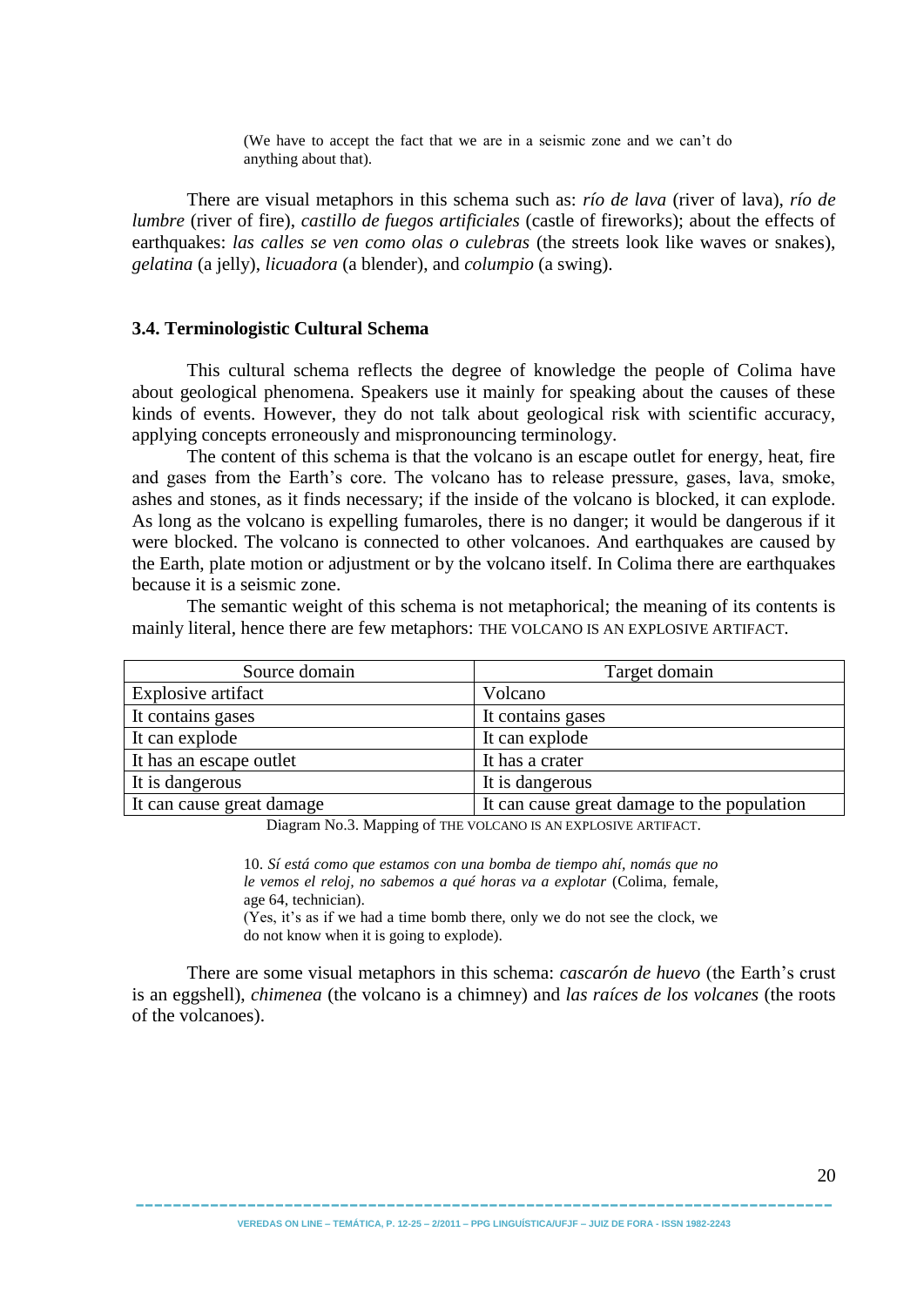(We have to accept the fact that we are in a seismic zone and we can't do anything about that).

There are visual metaphors in this schema such as: *río de lava* (river of lava), *río de lumbre* (river of fire), *castillo de fuegos artificiales* (castle of fireworks); about the effects of earthquakes: *las calles se ven como olas o culebras* (the streets look like waves or snakes), *gelatina* (a jelly), *licuadora* (a blender), and *columpio* (a swing).

### 3.4. Terminologistic Cultural Schema

This cultural schema reflects the degree of knowledge the people of Colima have about geological phenomena. Speakers use it mainly for speaking about the causes of these kinds of events. However, they do not talk about geological risk with scientific accuracy, applying concepts erroneously and mispronouncing terminology.

The content of this schema is that the volcano is an escape outlet for energy, heat, fire and gases from the Earth's core. The volcano has to release pressure, gases, lava, smoke, ashes and stones, as it finds necessary; if the inside of the volcano is blocked, it can explode. As long as the volcano is expelling fumaroles, there is no danger; it would be dangerous if it were blocked. The volcano is connected to other volcanoes. And earthquakes are caused by the Earth, plate motion or adjustment or by the volcano itself. In Colima there are earthquakes because it is a seismic zone.

The semantic weight of this schema is not metaphorical; the meaning of its contents is mainly literal, hence there are few metaphors: THE VOLCANO IS AN EXPLOSIVE ARTIFACT.

| Source domain | Target domain |
| --- | --- |
| Explosive artifact | Volcano |
| It contains gases | It contains gases |
| It can explode | It can explode |
| It has an escape outlet | It has a crater |
| It is dangerous | It is dangerous |
| It can cause great damage | It can cause great damage to the population |

Diagram No.3. Mapping of THE VOLCANO IS AN EXPLOSIVE ARTIFACT.

> 10. *Sí está como que estamos con una bomba de tiempo ahí, nomás que no le vemos el reloj, no sabemos a qué horas va a explotar* (Colima, female, age 64, technician).
> (Yes, it's as if we had a time bomb there, only we do not see the clock, we do not know when it is going to explode).

There are some visual metaphors in this schema: *cascarón de huevo* (the Earth's crust is an eggshell), *chimenea* (the volcano is a chimney) and *las raíces de los volcanes* (the roots of the volcanoes).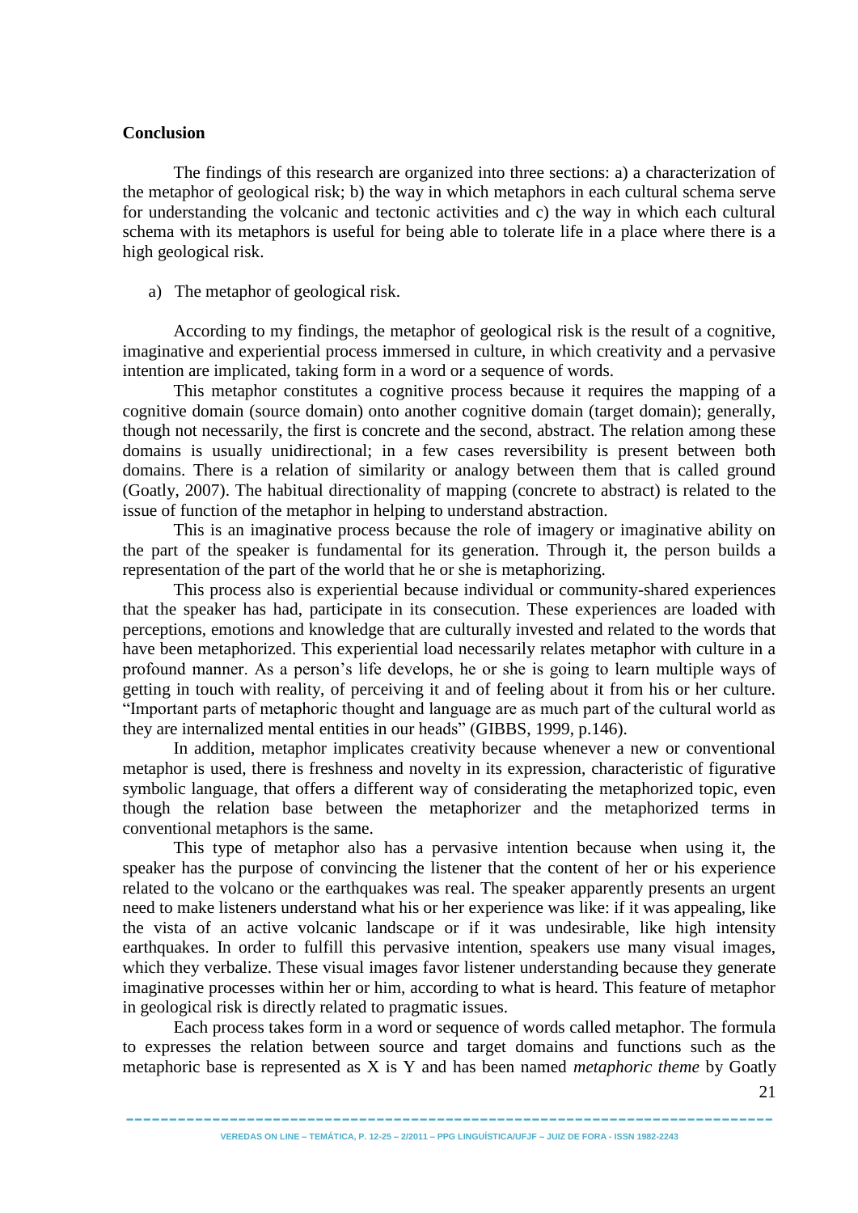## Conclusion

The findings of this research are organized into three sections: a) a characterization of the metaphor of geological risk; b) the way in which metaphors in each cultural schema serve for understanding the volcanic and tectonic activities and c) the way in which each cultural schema with its metaphors is useful for being able to tolerate life in a place where there is a high geological risk.

a) The metaphor of geological risk.

According to my findings, the metaphor of geological risk is the result of a cognitive, imaginative and experiential process immersed in culture, in which creativity and a pervasive intention are implicated, taking form in a word or a sequence of words.

This metaphor constitutes a cognitive process because it requires the mapping of a cognitive domain (source domain) onto another cognitive domain (target domain); generally, though not necessarily, the first is concrete and the second, abstract. The relation among these domains is usually unidirectional; in a few cases reversibility is present between both domains. There is a relation of similarity or analogy between them that is called ground (Goatly, 2007). The habitual directionality of mapping (concrete to abstract) is related to the issue of function of the metaphor in helping to understand abstraction.

This is an imaginative process because the role of imagery or imaginative ability on the part of the speaker is fundamental for its generation. Through it, the person builds a representation of the part of the world that he or she is metaphorizing.

This process also is experiential because individual or community-shared experiences that the speaker has had, participate in its consecution. These experiences are loaded with perceptions, emotions and knowledge that are culturally invested and related to the words that have been metaphorized. This experiential load necessarily relates metaphor with culture in a profound manner. As a person's life develops, he or she is going to learn multiple ways of getting in touch with reality, of perceiving it and of feeling about it from his or her culture. "Important parts of metaphoric thought and language are as much part of the cultural world as they are internalized mental entities in our heads" (GIBBS, 1999, p.146).

In addition, metaphor implicates creativity because whenever a new or conventional metaphor is used, there is freshness and novelty in its expression, characteristic of figurative symbolic language, that offers a different way of considerating the metaphorized topic, even though the relation base between the metaphorizer and the metaphorized terms in conventional metaphors is the same.

This type of metaphor also has a pervasive intention because when using it, the speaker has the purpose of convincing the listener that the content of her or his experience related to the volcano or the earthquakes was real. The speaker apparently presents an urgent need to make listeners understand what his or her experience was like: if it was appealing, like the vista of an active volcanic landscape or if it was undesirable, like high intensity earthquakes. In order to fulfill this pervasive intention, speakers use many visual images, which they verbalize. These visual images favor listener understanding because they generate imaginative processes within her or him, according to what is heard. This feature of metaphor in geological risk is directly related to pragmatic issues.

Each process takes form in a word or sequence of words called metaphor. The formula to expresses the relation between source and target domains and functions such as the metaphoric base is represented as X is Y and has been named *metaphoric theme* by Goatly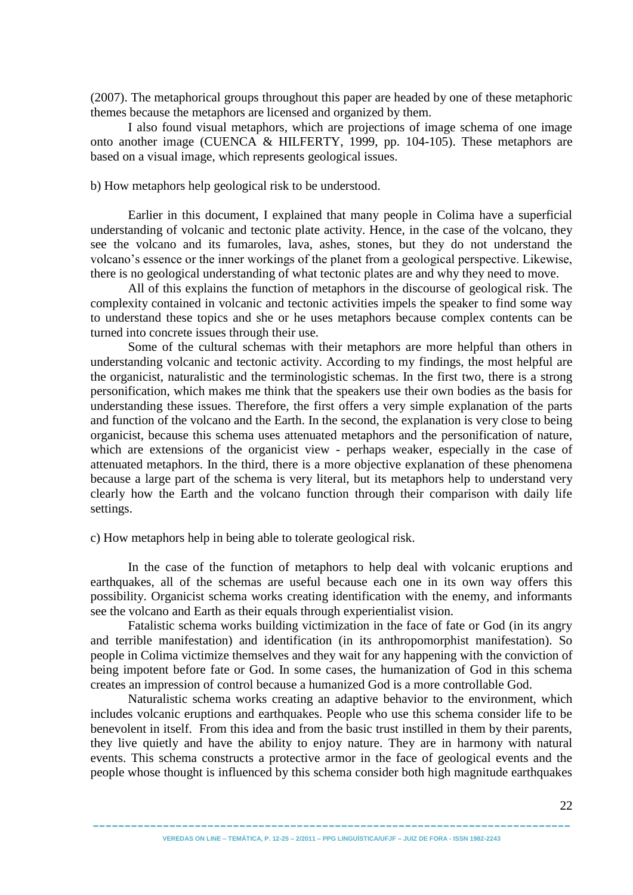(2007). The metaphorical groups throughout this paper are headed by one of these metaphoric themes because the metaphors are licensed and organized by them.

I also found visual metaphors, which are projections of image schema of one image onto another image (CUENCA & HILFERTY, 1999, pp. 104-105). These metaphors are based on a visual image, which represents geological issues.

b) How metaphors help geological risk to be understood.

Earlier in this document, I explained that many people in Colima have a superficial understanding of volcanic and tectonic plate activity. Hence, in the case of the volcano, they see the volcano and its fumaroles, lava, ashes, stones, but they do not understand the volcano's essence or the inner workings of the planet from a geological perspective. Likewise, there is no geological understanding of what tectonic plates are and why they need to move.

All of this explains the function of metaphors in the discourse of geological risk. The complexity contained in volcanic and tectonic activities impels the speaker to find some way to understand these topics and she or he uses metaphors because complex contents can be turned into concrete issues through their use.

Some of the cultural schemas with their metaphors are more helpful than others in understanding volcanic and tectonic activity. According to my findings, the most helpful are the organicist, naturalistic and the terminologistic schemas. In the first two, there is a strong personification, which makes me think that the speakers use their own bodies as the basis for understanding these issues. Therefore, the first offers a very simple explanation of the parts and function of the volcano and the Earth. In the second, the explanation is very close to being organicist, because this schema uses attenuated metaphors and the personification of nature, which are extensions of the organicist view - perhaps weaker, especially in the case of attenuated metaphors. In the third, there is a more objective explanation of these phenomena because a large part of the schema is very literal, but its metaphors help to understand very clearly how the Earth and the volcano function through their comparison with daily life settings.

c) How metaphors help in being able to tolerate geological risk.

In the case of the function of metaphors to help deal with volcanic eruptions and earthquakes, all of the schemas are useful because each one in its own way offers this possibility. Organicist schema works creating identification with the enemy, and informants see the volcano and Earth as their equals through experientialist vision.

Fatalistic schema works building victimization in the face of fate or God (in its angry and terrible manifestation) and identification (in its anthropomorphist manifestation). So people in Colima victimize themselves and they wait for any happening with the conviction of being impotent before fate or God. In some cases, the humanization of God in this schema creates an impression of control because a humanized God is a more controllable God.

Naturalistic schema works creating an adaptive behavior to the environment, which includes volcanic eruptions and earthquakes. People who use this schema consider life to be benevolent in itself. From this idea and from the basic trust instilled in them by their parents, they live quietly and have the ability to enjoy nature. They are in harmony with natural events. This schema constructs a protective armor in the face of geological events and the people whose thought is influenced by this schema consider both high magnitude earthquakes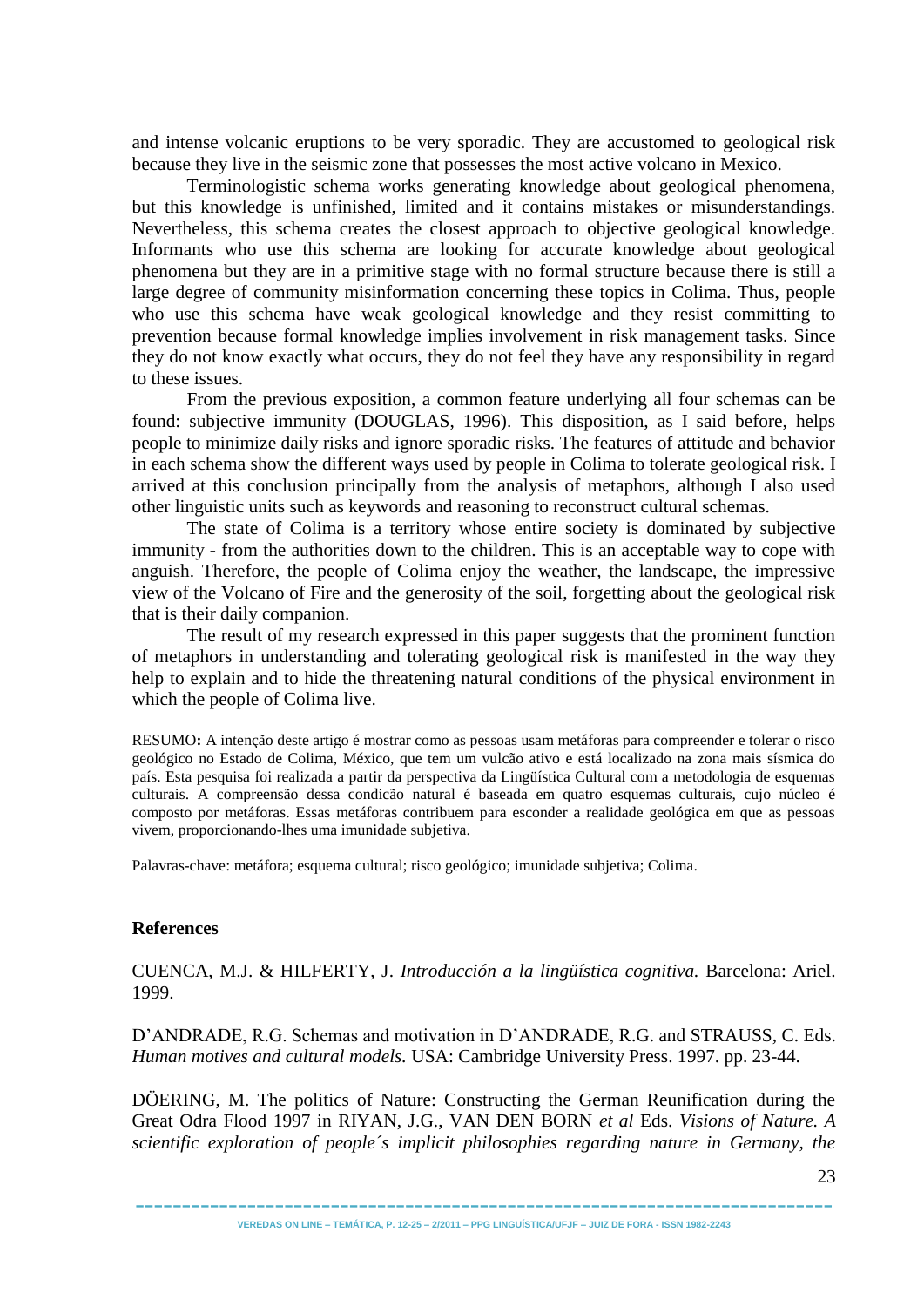and intense volcanic eruptions to be very sporadic. They are accustomed to geological risk because they live in the seismic zone that possesses the most active volcano in Mexico.

Terminologistic schema works generating knowledge about geological phenomena, but this knowledge is unfinished, limited and it contains mistakes or misunderstandings. Nevertheless, this schema creates the closest approach to objective geological knowledge. Informants who use this schema are looking for accurate knowledge about geological phenomena but they are in a primitive stage with no formal structure because there is still a large degree of community misinformation concerning these topics in Colima. Thus, people who use this schema have weak geological knowledge and they resist committing to prevention because formal knowledge implies involvement in risk management tasks. Since they do not know exactly what occurs, they do not feel they have any responsibility in regard to these issues.

From the previous exposition, a common feature underlying all four schemas can be found: subjective immunity (DOUGLAS, 1996). This disposition, as I said before, helps people to minimize daily risks and ignore sporadic risks. The features of attitude and behavior in each schema show the different ways used by people in Colima to tolerate geological risk. I arrived at this conclusion principally from the analysis of metaphors, although I also used other linguistic units such as keywords and reasoning to reconstruct cultural schemas.

The state of Colima is a territory whose entire society is dominated by subjective immunity - from the authorities down to the children. This is an acceptable way to cope with anguish. Therefore, the people of Colima enjoy the weather, the landscape, the impressive view of the Volcano of Fire and the generosity of the soil, forgetting about the geological risk that is their daily companion.

The result of my research expressed in this paper suggests that the prominent function of metaphors in understanding and tolerating geological risk is manifested in the way they help to explain and to hide the threatening natural conditions of the physical environment in which the people of Colima live.

RESUMO**:** A intenção deste artigo é mostrar como as pessoas usam metáforas para compreender e tolerar o risco geológico no Estado de Colima, México, que tem um vulcão ativo e está localizado na zona mais sísmica do país. Esta pesquisa foi realizada a partir da perspectiva da Lingüística Cultural com a metodologia de esquemas culturais. A compreensão dessa condição natural é baseada em quatro esquemas culturais, cujo núcleo é composto por metáforas. Essas metáforas contribuem para esconder a realidade geológica em que as pessoas vivem, proporcionando-lhes uma imunidade subjetiva.

Palavras-chave: metáfora; esquema cultural; risco geológico; imunidade subjetiva; Colima.

## References

CUENCA, M.J. & HILFERTY, J. *Introducción a la lingüística cognitiva.* Barcelona: Ariel. 1999.

D'ANDRADE, R.G. Schemas and motivation in D'ANDRADE, R.G. and STRAUSS, C. Eds. *Human motives and cultural models.* USA: Cambridge University Press. 1997. pp. 23-44.

DÖERING, M. The politics of Nature: Constructing the German Reunification during the Great Odra Flood 1997 in RIYAN, J.G., VAN DEN BORN *et al* Eds. *Visions of Nature. A scientific exploration of people´s implicit philosophies regarding nature in Germany, the*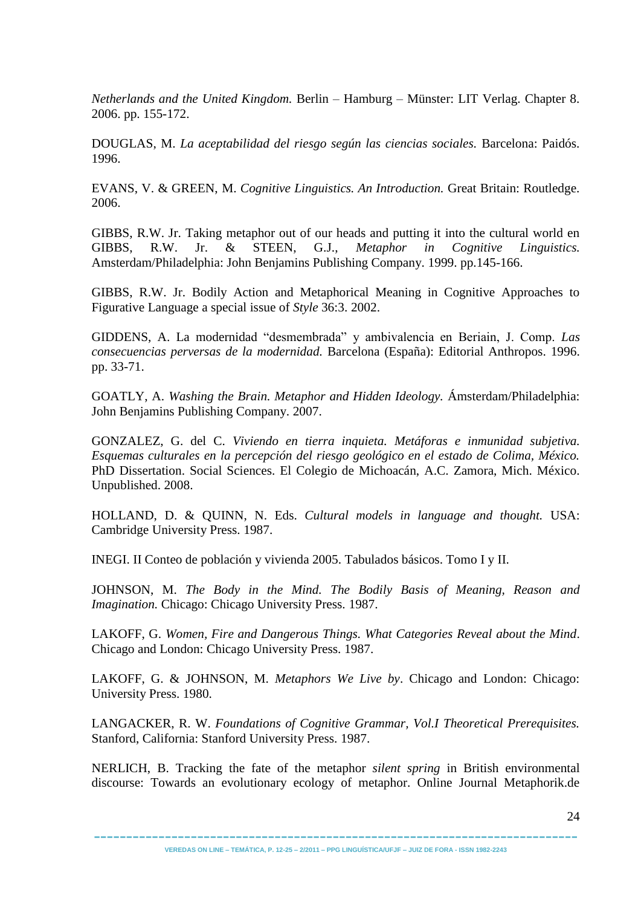*Netherlands and the United Kingdom.* Berlin – Hamburg – Münster: LIT Verlag. Chapter 8. 2006. pp. 155-172.

DOUGLAS, M. *La aceptabilidad del riesgo según las ciencias sociales.* Barcelona: Paidós. 1996.

EVANS, V. & GREEN, M. *Cognitive Linguistics. An Introduction.* Great Britain: Routledge. 2006.

GIBBS, R.W. Jr. Taking metaphor out of our heads and putting it into the cultural world en GIBBS, R.W. Jr. & STEEN, G.J., *Metaphor in Cognitive Linguistics.* Amsterdam/Philadelphia: John Benjamins Publishing Company. 1999. pp.145-166.

GIBBS, R.W. Jr. Bodily Action and Metaphorical Meaning in Cognitive Approaches to Figurative Language a special issue of *Style* 36:3. 2002.

GIDDENS, A. La modernidad "desmembrada" y ambivalencia en Beriain, J. Comp. *Las consecuencias perversas de la modernidad.* Barcelona (España): Editorial Anthropos. 1996. pp. 33-71.

GOATLY, A. *Washing the Brain. Metaphor and Hidden Ideology.* Ámsterdam/Philadelphia: John Benjamins Publishing Company. 2007.

GONZALEZ, G. del C. *Viviendo en tierra inquieta. Metáforas e inmunidad subjetiva. Esquemas culturales en la percepción del riesgo geológico en el estado de Colima, México.* PhD Dissertation. Social Sciences. El Colegio de Michoacán, A.C. Zamora, Mich. México. Unpublished. 2008.

HOLLAND, D. & QUINN, N. Eds. *Cultural models in language and thought.* USA: Cambridge University Press. 1987.

INEGI. II Conteo de población y vivienda 2005. Tabulados básicos. Tomo I y II.

JOHNSON, M. *The Body in the Mind. The Bodily Basis of Meaning, Reason and Imagination.* Chicago: Chicago University Press. 1987.

LAKOFF, G. *Women, Fire and Dangerous Things. What Categories Reveal about the Mind*. Chicago and London: Chicago University Press. 1987.

LAKOFF, G. & JOHNSON, M. *Metaphors We Live by*. Chicago and London: Chicago: University Press. 1980.

LANGACKER, R. W. *Foundations of Cognitive Grammar, Vol.I Theoretical Prerequisites.* Stanford, California: Stanford University Press. 1987.

NERLICH, B. Tracking the fate of the metaphor *silent spring* in British environmental discourse: Towards an evolutionary ecology of metaphor. Online Journal Metaphorik.de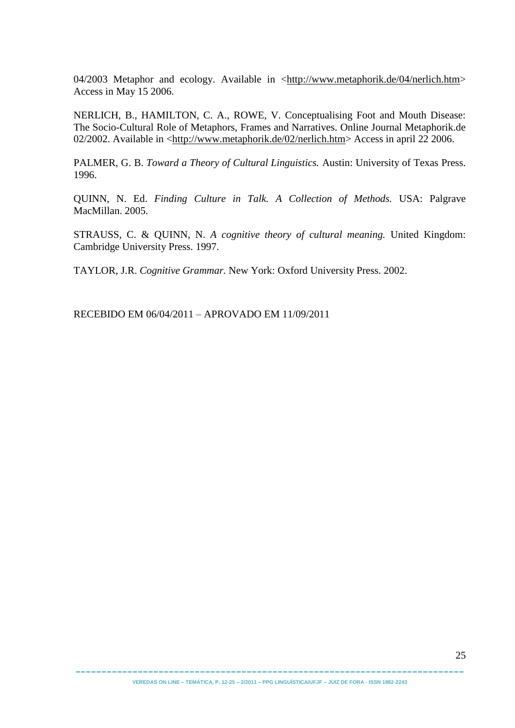04/2003 Metaphor and ecology. Available in <http://www.metaphorik.de/04/nerlich.htm> Access in May 15 2006.

NERLICH, B., HAMILTON, C. A., ROWE, V. Conceptualising Foot and Mouth Disease: The Socio-Cultural Role of Metaphors, Frames and Narratives. Online Journal Metaphorik.de 02/2002. Available in <http://www.metaphorik.de/02/nerlich.htm> Access in april 22 2006.

PALMER, G. B. *Toward a Theory of Cultural Linguistics.* Austin: University of Texas Press. 1996.

QUINN, N. Ed. *Finding Culture in Talk. A Collection of Methods.* USA: Palgrave MacMillan. 2005.

STRAUSS, C. & QUINN, N. *A cognitive theory of cultural meaning.* United Kingdom: Cambridge University Press. 1997.

TAYLOR, J.R. *Cognitive Grammar.* New York: Oxford University Press. 2002.

RECEBIDO EM 06/04/2011 – APROVADO EM 11/09/2011